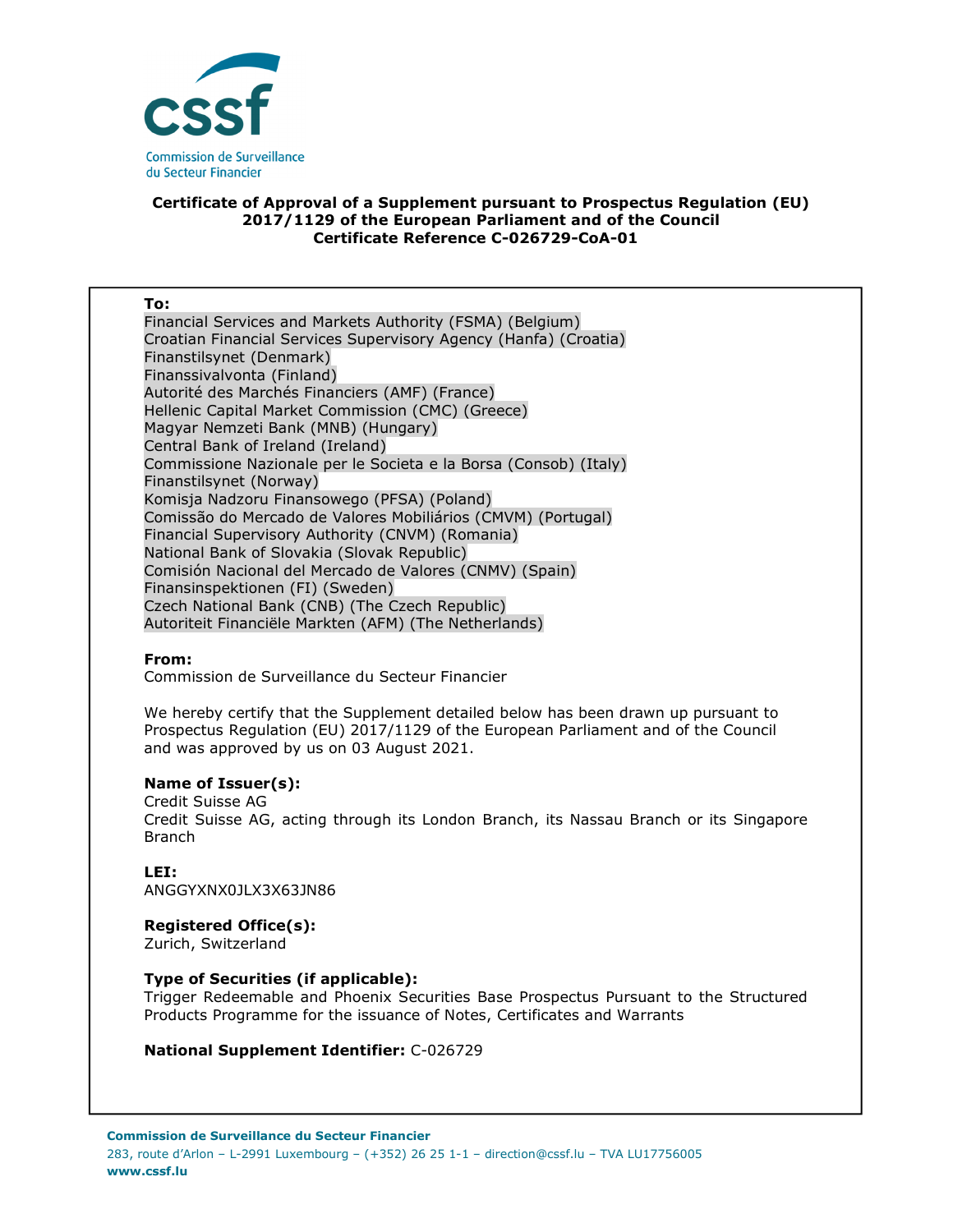Commission de Surveillance du Secteur Financier

# Certificate of Approval of a Supplement pursuant to Prospectus Regulation (EU) 2017/1129 of the European Parliament and of the Council
## Certificate Reference C-026729-CoA-01

**To:**
Financial Services and Markets Authority (FSMA) (Belgium)
Croatian Financial Services Supervisory Agency (Hanfa) (Croatia)
Finanstilsynet (Denmark)
Finanssivalvonta (Finland)
Autorité des Marchés Financiers (AMF) (France)
Hellenic Capital Market Commission (CMC) (Greece)
Magyar Nemzeti Bank (MNB) (Hungary)
Central Bank of Ireland (Ireland)
Commissione Nazionale per le Societa e la Borsa (Consob) (Italy)
Finanstilsynet (Norway)
Komisja Nadzoru Finansowego (PFSA) (Poland)
Comissão do Mercado de Valores Mobiliários (CMVM) (Portugal)
Financial Supervisory Authority (CNVM) (Romania)
National Bank of Slovakia (Slovak Republic)
Comisión Nacional del Mercado de Valores (CNMV) (Spain)
Finansinspektionen (FI) (Sweden)
Czech National Bank (CNB) (The Czech Republic)
Autoriteit Financiële Markten (AFM) (The Netherlands)

**From:**
Commission de Surveillance du Secteur Financier

We hereby certify that the Supplement detailed below has been drawn up pursuant to Prospectus Regulation (EU) 2017/1129 of the European Parliament and of the Council and was approved by us on 03 August 2021.

**Name of Issuer(s):**
Credit Suisse AG
Credit Suisse AG, acting through its London Branch, its Nassau Branch or its Singapore Branch

**LEI:**
ANGGYXNX0JLX3X63JN86

**Registered Office(s):**
Zurich, Switzerland

**Type of Securities (if applicable):**
Trigger Redeemable and Phoenix Securities Base Prospectus Pursuant to the Structured Products Programme for the issuance of Notes, Certificates and Warrants

**National Supplement Identifier:** C-026729

**Commission de Surveillance du Secteur Financier**
283, route d'Arlon – L-2991 Luxembourg – (+352) 26 25 1-1 – direction@cssf.lu – TVA LU17756005
**www.cssf.lu**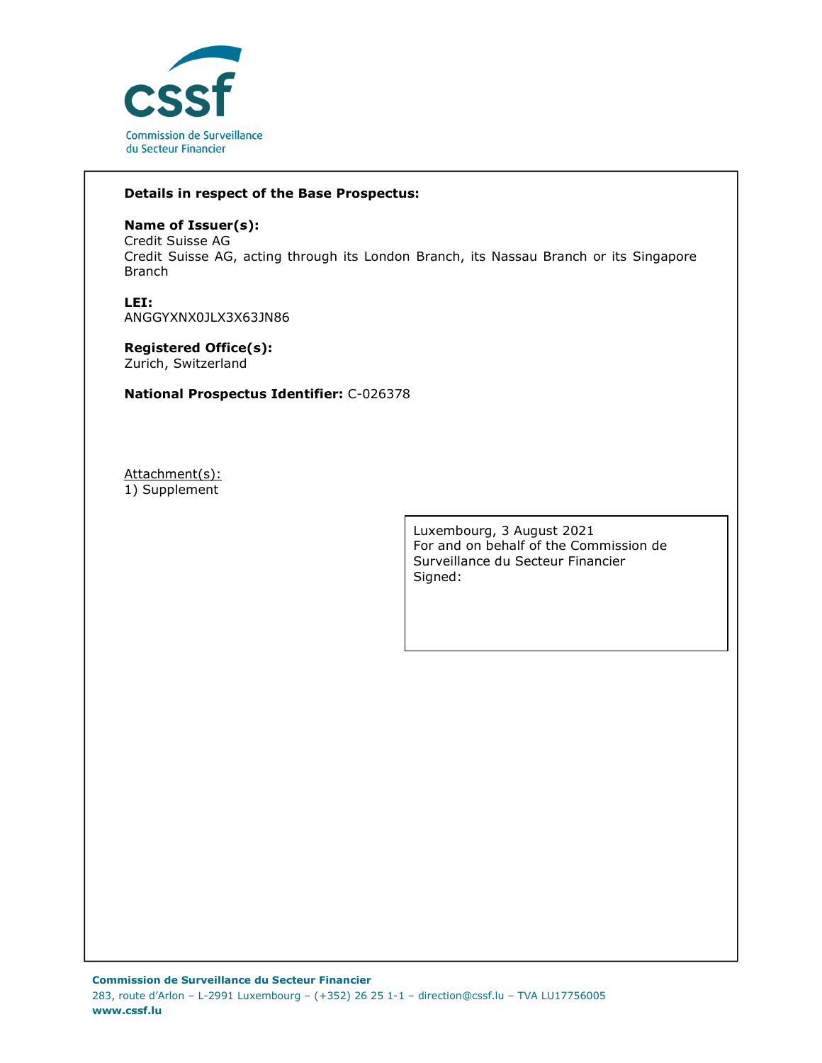**Details in respect of the Base Prospectus:**

**Name of Issuer(s):**
Credit Suisse AG
Credit Suisse AG, acting through its London Branch, its Nassau Branch or its Singapore Branch

**LEI:**
ANGGYXNX0JLX3X63JN86

**Registered Office(s):**
Zurich, Switzerland

**National Prospectus Identifier:** C-026378

Attachment(s):
1) Supplement

Luxembourg, 3 August 2021
For and on behalf of the Commission de Surveillance du Secteur Financier
Signed:

**Commission de Surveillance du Secteur Financier**
283, route d'Arlon – L-2991 Luxembourg – (+352) 26 25 1-1 – direction@cssf.lu – TVA LU17756005
**www.cssf.lu**